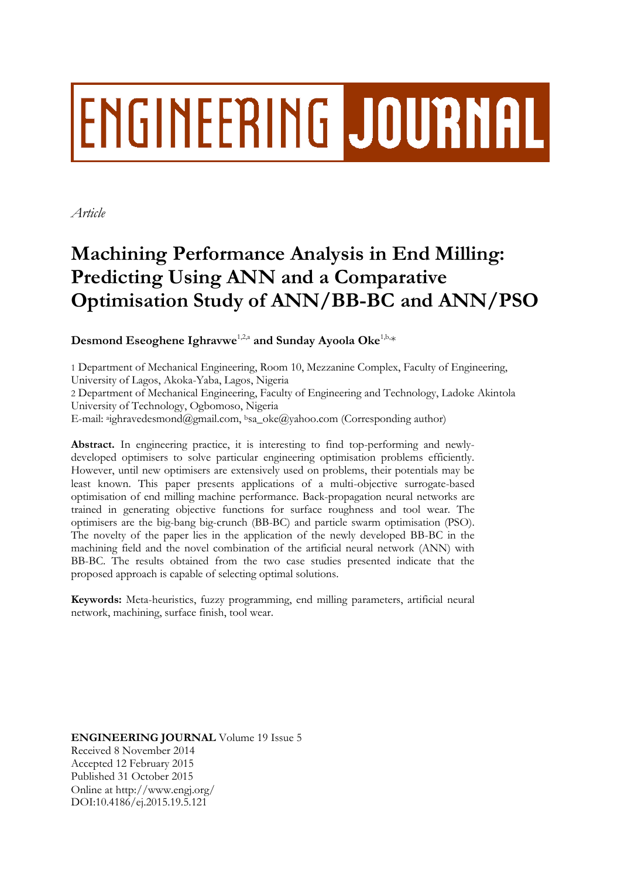# ENGINEERING JOURNAL

*Article*

# Machining Performance Analysis in End Milling: Predicting Using ANN and a Comparative Optimisation Study of ANN/BB-BC and ANN/PSO

**Desmond Eseoghene Ighravwe**[1,2,a] **and Sunday Ayoola Oke**[1,b,*]

1 Department of Mechanical Engineering, Room 10, Mezzanine Complex, Faculty of Engineering, University of Lagos, Akoka-Yaba, Lagos, Nigeria

2 Department of Mechanical Engineering, Faculty of Engineering and Technology, Ladoke Akintola University of Technology, Ogbomoso, Nigeria

E-mail: [a]ighravedesmond@gmail.com, [b]sa_oke@yahoo.com (Corresponding author)

**Abstract.** In engineering practice, it is interesting to find top-performing and newly-developed optimisers to solve particular engineering optimisation problems efficiently. However, until new optimisers are extensively used on problems, their potentials may be least known. This paper presents applications of a multi-objective surrogate-based optimisation of end milling machine performance. Back-propagation neural networks are trained in generating objective functions for surface roughness and tool wear. The optimisers are the big-bang big-crunch (BB-BC) and particle swarm optimisation (PSO). The novelty of the paper lies in the application of the newly developed BB-BC in the machining field and the novel combination of the artificial neural network (ANN) with BB-BC. The results obtained from the two case studies presented indicate that the proposed approach is capable of selecting optimal solutions.

**Keywords:** Meta-heuristics, fuzzy programming, end milling parameters, artificial neural network, machining, surface finish, tool wear.

**ENGINEERING JOURNAL** Volume 19 Issue 5
Received 8 November 2014
Accepted 12 February 2015
Published 31 October 2015
Online at http://www.engj.org/
DOI:10.4186/ej.2015.19.5.121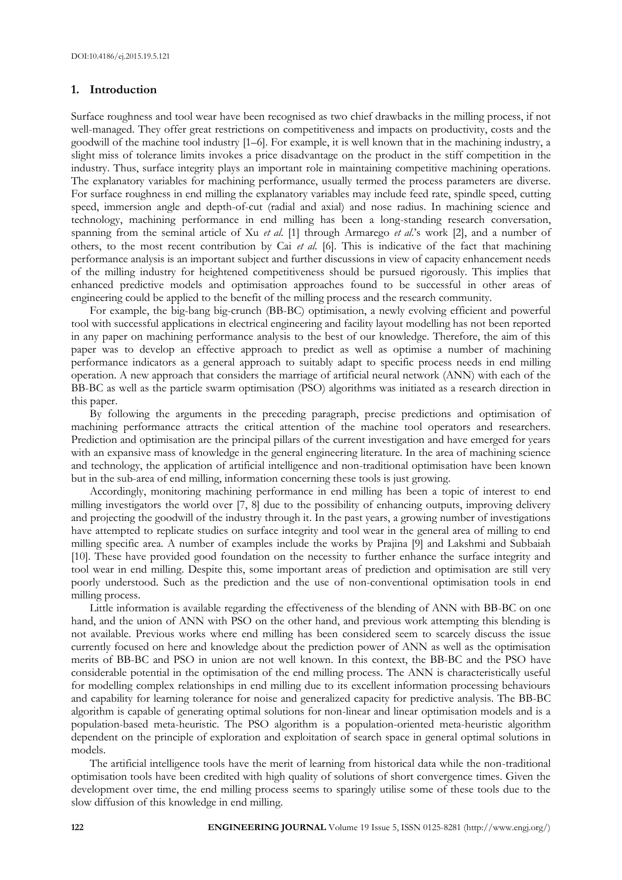## 1. Introduction

Surface roughness and tool wear have been recognised as two chief drawbacks in the milling process, if not well-managed. They offer great restrictions on competitiveness and impacts on productivity, costs and the goodwill of the machine tool industry [1–6]. For example, it is well known that in the machining industry, a slight miss of tolerance limits invokes a price disadvantage on the product in the stiff competition in the industry. Thus, surface integrity plays an important role in maintaining competitive machining operations. The explanatory variables for machining performance, usually termed the process parameters are diverse. For surface roughness in end milling the explanatory variables may include feed rate, spindle speed, cutting speed, immersion angle and depth-of-cut (radial and axial) and nose radius. In machining science and technology, machining performance in end milling has been a long-standing research conversation, spanning from the seminal article of Xu *et al.* [1] through Armarego *et al.*'s work [2], and a number of others, to the most recent contribution by Cai *et al.* [6]. This is indicative of the fact that machining performance analysis is an important subject and further discussions in view of capacity enhancement needs of the milling industry for heightened competitiveness should be pursued rigorously. This implies that enhanced predictive models and optimisation approaches found to be successful in other areas of engineering could be applied to the benefit of the milling process and the research community.

For example, the big-bang big-crunch (BB-BC) optimisation, a newly evolving efficient and powerful tool with successful applications in electrical engineering and facility layout modelling has not been reported in any paper on machining performance analysis to the best of our knowledge. Therefore, the aim of this paper was to develop an effective approach to predict as well as optimise a number of machining performance indicators as a general approach to suitably adapt to specific process needs in end milling operation. A new approach that considers the marriage of artificial neural network (ANN) with each of the BB-BC as well as the particle swarm optimisation (PSO) algorithms was initiated as a research direction in this paper.

By following the arguments in the preceding paragraph, precise predictions and optimisation of machining performance attracts the critical attention of the machine tool operators and researchers. Prediction and optimisation are the principal pillars of the current investigation and have emerged for years with an expansive mass of knowledge in the general engineering literature. In the area of machining science and technology, the application of artificial intelligence and non-traditional optimisation have been known but in the sub-area of end milling, information concerning these tools is just growing.

Accordingly, monitoring machining performance in end milling has been a topic of interest to end milling investigators the world over [7, 8] due to the possibility of enhancing outputs, improving delivery and projecting the goodwill of the industry through it. In the past years, a growing number of investigations have attempted to replicate studies on surface integrity and tool wear in the general area of milling to end milling specific area. A number of examples include the works by Prajina [9] and Lakshmi and Subbaiah [10]. These have provided good foundation on the necessity to further enhance the surface integrity and tool wear in end milling. Despite this, some important areas of prediction and optimisation are still very poorly understood. Such as the prediction and the use of non-conventional optimisation tools in end milling process.

Little information is available regarding the effectiveness of the blending of ANN with BB-BC on one hand, and the union of ANN with PSO on the other hand, and previous work attempting this blending is not available. Previous works where end milling has been considered seem to scarcely discuss the issue currently focused on here and knowledge about the prediction power of ANN as well as the optimisation merits of BB-BC and PSO in union are not well known. In this context, the BB-BC and the PSO have considerable potential in the optimisation of the end milling process. The ANN is characteristically useful for modelling complex relationships in end milling due to its excellent information processing behaviours and capability for learning tolerance for noise and generalized capacity for predictive analysis. The BB-BC algorithm is capable of generating optimal solutions for non-linear and linear optimisation models and is a population-based meta-heuristic. The PSO algorithm is a population-oriented meta-heuristic algorithm dependent on the principle of exploration and exploitation of search space in general optimal solutions in models.

The artificial intelligence tools have the merit of learning from historical data while the non-traditional optimisation tools have been credited with high quality of solutions of short convergence times. Given the development over time, the end milling process seems to sparingly utilise some of these tools due to the slow diffusion of this knowledge in end milling.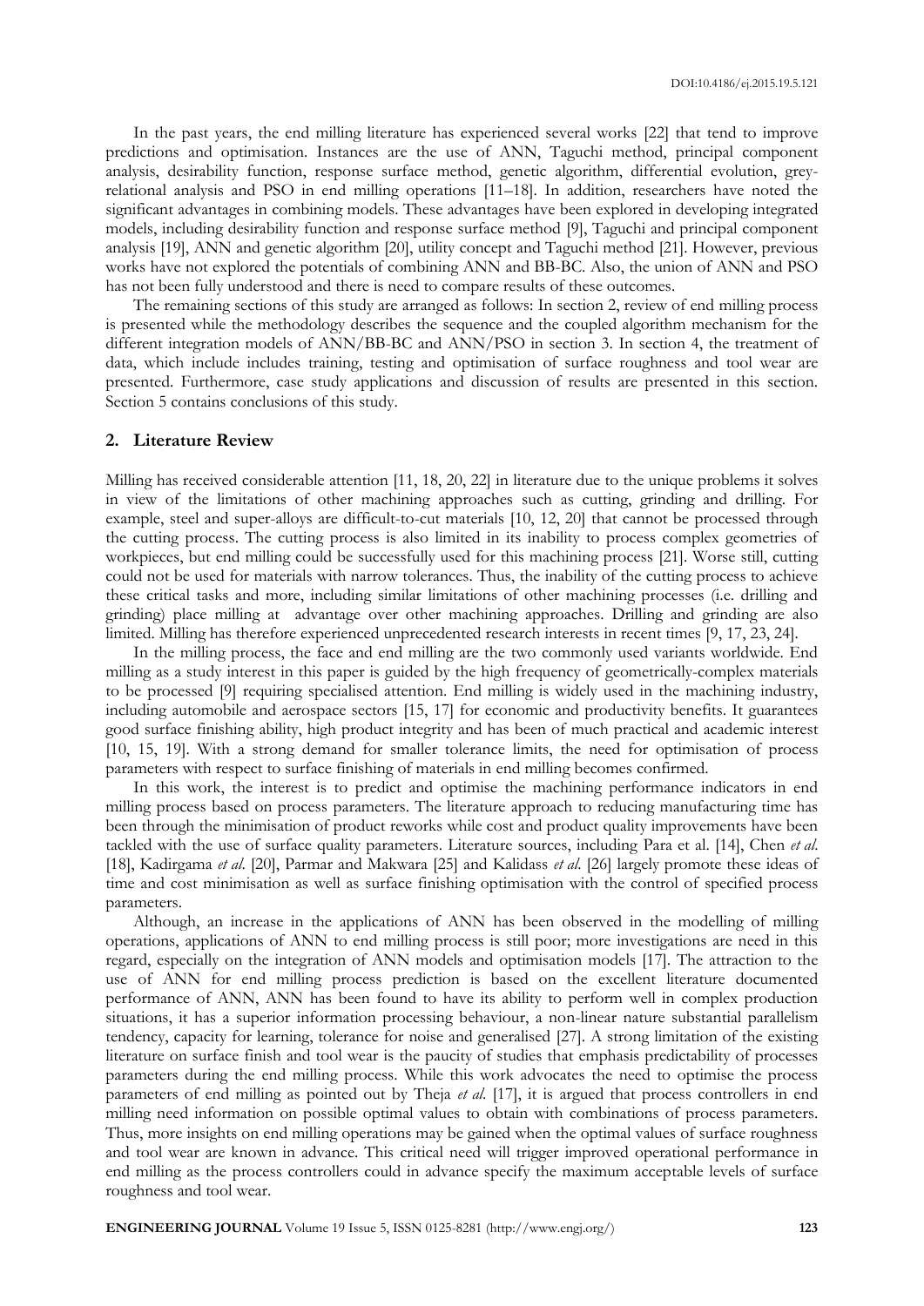In the past years, the end milling literature has experienced several works [22] that tend to improve predictions and optimisation. Instances are the use of ANN, Taguchi method, principal component analysis, desirability function, response surface method, genetic algorithm, differential evolution, grey-relational analysis and PSO in end milling operations [11–18]. In addition, researchers have noted the significant advantages in combining models. These advantages have been explored in developing integrated models, including desirability function and response surface method [9], Taguchi and principal component analysis [19], ANN and genetic algorithm [20], utility concept and Taguchi method [21]. However, previous works have not explored the potentials of combining ANN and BB-BC. Also, the union of ANN and PSO has not been fully understood and there is need to compare results of these outcomes.

The remaining sections of this study are arranged as follows: In section 2, review of end milling process is presented while the methodology describes the sequence and the coupled algorithm mechanism for the different integration models of ANN/BB-BC and ANN/PSO in section 3. In section 4, the treatment of data, which include includes training, testing and optimisation of surface roughness and tool wear are presented. Furthermore, case study applications and discussion of results are presented in this section. Section 5 contains conclusions of this study.

## 2. Literature Review

Milling has received considerable attention [11, 18, 20, 22] in literature due to the unique problems it solves in view of the limitations of other machining approaches such as cutting, grinding and drilling. For example, steel and super-alloys are difficult-to-cut materials [10, 12, 20] that cannot be processed through the cutting process. The cutting process is also limited in its inability to process complex geometries of workpieces, but end milling could be successfully used for this machining process [21]. Worse still, cutting could not be used for materials with narrow tolerances. Thus, the inability of the cutting process to achieve these critical tasks and more, including similar limitations of other machining processes (i.e. drilling and grinding) place milling at advantage over other machining approaches. Drilling and grinding are also limited. Milling has therefore experienced unprecedented research interests in recent times [9, 17, 23, 24].

In the milling process, the face and end milling are the two commonly used variants worldwide. End milling as a study interest in this paper is guided by the high frequency of geometrically-complex materials to be processed [9] requiring specialised attention. End milling is widely used in the machining industry, including automobile and aerospace sectors [15, 17] for economic and productivity benefits. It guarantees good surface finishing ability, high product integrity and has been of much practical and academic interest [10, 15, 19]. With a strong demand for smaller tolerance limits, the need for optimisation of process parameters with respect to surface finishing of materials in end milling becomes confirmed.

In this work, the interest is to predict and optimise the machining performance indicators in end milling process based on process parameters. The literature approach to reducing manufacturing time has been through the minimisation of product reworks while cost and product quality improvements have been tackled with the use of surface quality parameters. Literature sources, including Para et al. [14], Chen *et al.* [18], Kadirgama *et al.* [20], Parmar and Makwara [25] and Kalidass *et al.* [26] largely promote these ideas of time and cost minimisation as well as surface finishing optimisation with the control of specified process parameters.

Although, an increase in the applications of ANN has been observed in the modelling of milling operations, applications of ANN to end milling process is still poor; more investigations are need in this regard, especially on the integration of ANN models and optimisation models [17]. The attraction to the use of ANN for end milling process prediction is based on the excellent literature documented performance of ANN, ANN has been found to have its ability to perform well in complex production situations, it has a superior information processing behaviour, a non-linear nature substantial parallelism tendency, capacity for learning, tolerance for noise and generalised [27]. A strong limitation of the existing literature on surface finish and tool wear is the paucity of studies that emphasis predictability of processes parameters during the end milling process. While this work advocates the need to optimise the process parameters of end milling as pointed out by Theja *et al.* [17], it is argued that process controllers in end milling need information on possible optimal values to obtain with combinations of process parameters. Thus, more insights on end milling operations may be gained when the optimal values of surface roughness and tool wear are known in advance. This critical need will trigger improved operational performance in end milling as the process controllers could in advance specify the maximum acceptable levels of surface roughness and tool wear.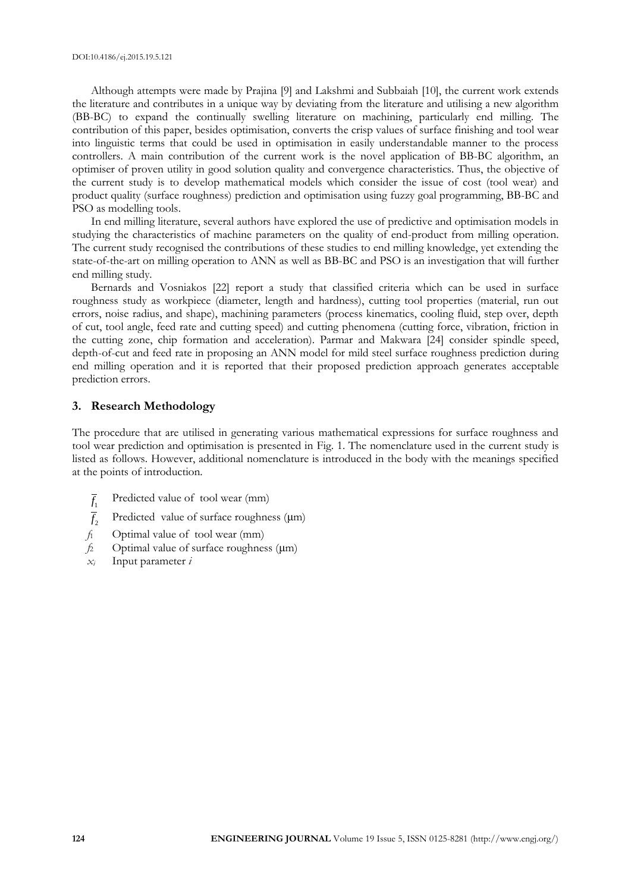Although attempts were made by Prajina [9] and Lakshmi and Subbaiah [10], the current work extends the literature and contributes in a unique way by deviating from the literature and utilising a new algorithm (BB-BC) to expand the continually swelling literature on machining, particularly end milling. The contribution of this paper, besides optimisation, converts the crisp values of surface finishing and tool wear into linguistic terms that could be used in optimisation in easily understandable manner to the process controllers. A main contribution of the current work is the novel application of BB-BC algorithm, an optimiser of proven utility in good solution quality and convergence characteristics. Thus, the objective of the current study is to develop mathematical models which consider the issue of cost (tool wear) and product quality (surface roughness) prediction and optimisation using fuzzy goal programming, BB-BC and PSO as modelling tools.

In end milling literature, several authors have explored the use of predictive and optimisation models in studying the characteristics of machine parameters on the quality of end-product from milling operation. The current study recognised the contributions of these studies to end milling knowledge, yet extending the state-of-the-art on milling operation to ANN as well as BB-BC and PSO is an investigation that will further end milling study.

Bernards and Vosniakos [22] report a study that classified criteria which can be used in surface roughness study as workpiece (diameter, length and hardness), cutting tool properties (material, run out errors, noise radius, and shape), machining parameters (process kinematics, cooling fluid, step over, depth of cut, tool angle, feed rate and cutting speed) and cutting phenomena (cutting force, vibration, friction in the cutting zone, chip formation and acceleration). Parmar and Makwara [24] consider spindle speed, depth-of-cut and feed rate in proposing an ANN model for mild steel surface roughness prediction during end milling operation and it is reported that their proposed prediction approach generates acceptable prediction errors.

## 3. Research Methodology

The procedure that are utilised in generating various mathematical expressions for surface roughness and tool wear prediction and optimisation is presented in Fig. 1. The nomenclature used in the current study is listed as follows. However, additional nomenclature is introduced in the body with the meanings specified at the points of introduction.

- $\overline{f}_1$ Predicted value of tool wear (mm)
- $\overline{f}_2$ Predicted value of surface roughness (μm)
- $f_1$ Optimal value of tool wear (mm)
- $f_2$ Optimal value of surface roughness (μm)
- $x_i$ Input parameter $i$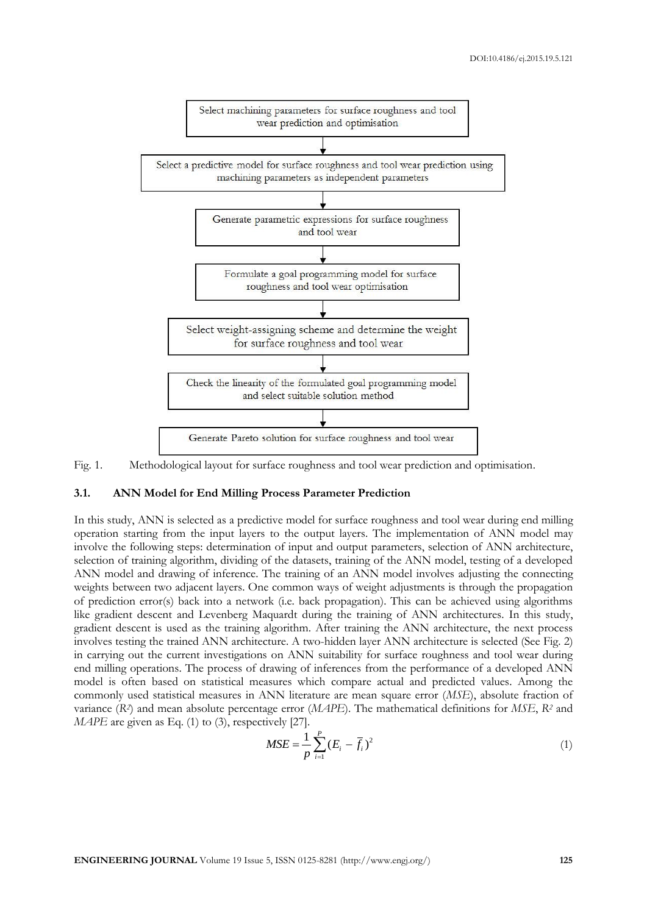Select machining parameters for surface roughness and tool wear prediction and optimisation

↓

Select a predictive model for surface roughness and tool wear prediction using machining parameters as independent parameters

↓

Generate parametric expressions for surface roughness and tool wear

↓

Formulate a goal programming model for surface roughness and tool wear optimisation

↓

Select weight-assigning scheme and determine the weight for surface roughness and tool wear

↓

Check the linearity of the formulated goal programming model and select suitable solution method

↓

Generate Pareto solution for surface roughness and tool wear

Fig. 1. Methodological layout for surface roughness and tool wear prediction and optimisation.

### 3.1. ANN Model for End Milling Process Parameter Prediction

In this study, ANN is selected as a predictive model for surface roughness and tool wear during end milling operation starting from the input layers to the output layers. The implementation of ANN model may involve the following steps: determination of input and output parameters, selection of ANN architecture, selection of training algorithm, dividing of the datasets, training of the ANN model, testing of a developed ANN model and drawing of inference. The training of an ANN model involves adjusting the connecting weights between two adjacent layers. One common ways of weight adjustments is through the propagation of prediction error(s) back into a network (i.e. back propagation). This can be achieved using algorithms like gradient descent and Levenberg Maquardt during the training of ANN architectures. In this study, gradient descent is used as the training algorithm. After training the ANN architecture, the next process involves testing the trained ANN architecture. A two-hidden layer ANN architecture is selected (See Fig. 2) in carrying out the current investigations on ANN suitability for surface roughness and tool wear during end milling operations. The process of drawing of inferences from the performance of a developed ANN model is often based on statistical measures which compare actual and predicted values. Among the commonly used statistical measures in ANN literature are mean square error (*MSE*), absolute fraction of variance ($R^2$) and mean absolute percentage error (*MAPE*). The mathematical definitions for *MSE*, $R^2$ and *MAPE* are given as Eq. (1) to (3), respectively [27].

$$MSE = \frac{1}{p}\sum_{i=1}^{P}(E_i - \bar{f}_i)^2 \tag{1}$$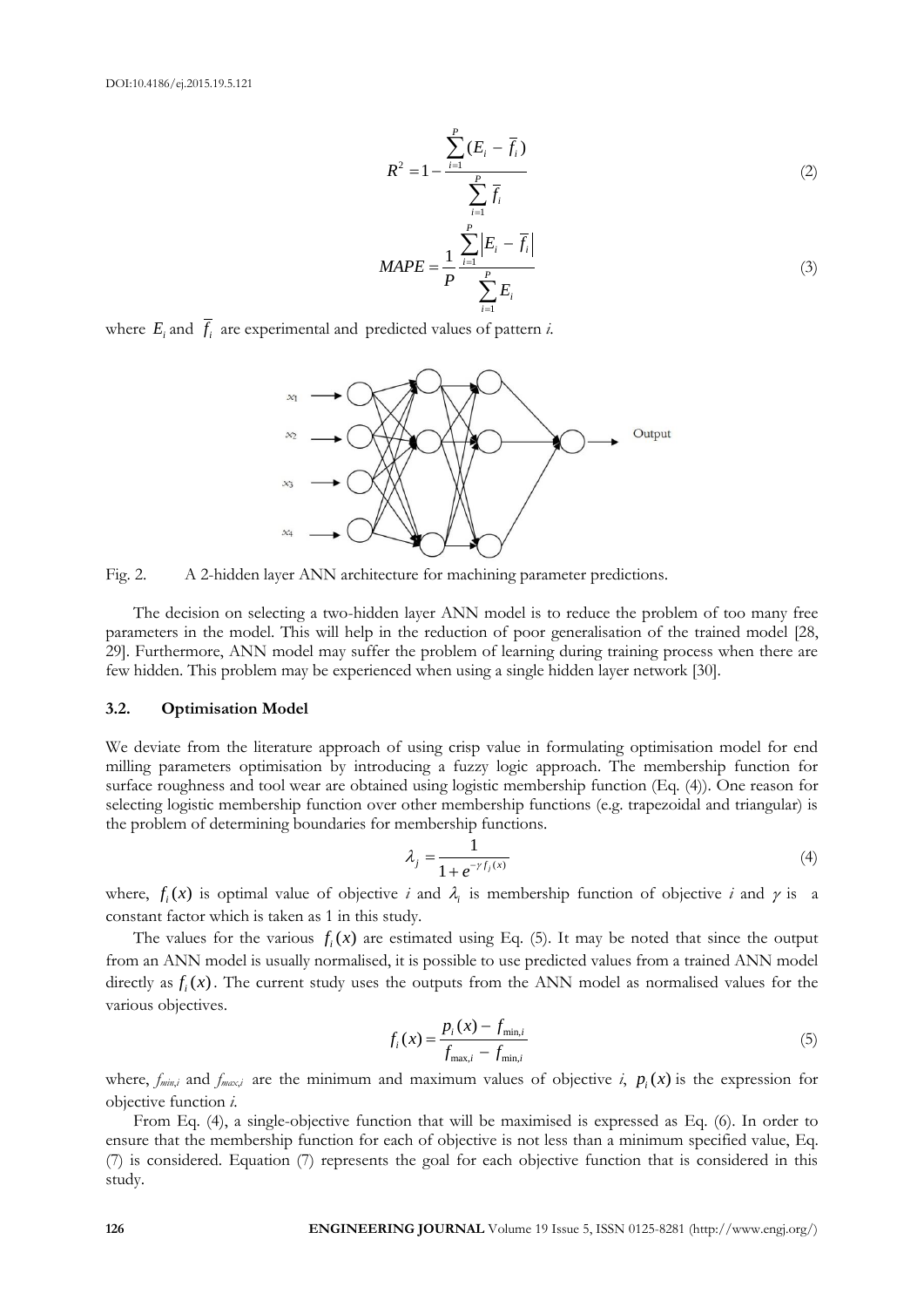$$R^2 = 1 - \frac{\sum_{i=1}^{P}(E_i - \overline{f}_i)}{\sum_{i=1}^{P}\overline{f}_i} \tag{2}$$

$$MAPE = \frac{1}{P}\frac{\sum_{i=1}^{P}\left|E_i - \overline{f}_i\right|}{\sum_{i=1}^{P}E_i} \tag{3}$$

where $E_i$ and $\overline{f}_i$ are experimental and predicted values of pattern *i*.

Fig. 2. A 2-hidden layer ANN architecture for machining parameter predictions.

The decision on selecting a two-hidden layer ANN model is to reduce the problem of too many free parameters in the model. This will help in the reduction of poor generalisation of the trained model [28, 29]. Furthermore, ANN model may suffer the problem of learning during training process when there are few hidden. This problem may be experienced when using a single hidden layer network [30].

### 3.2. Optimisation Model

We deviate from the literature approach of using crisp value in formulating optimisation model for end milling parameters optimisation by introducing a fuzzy logic approach. The membership function for surface roughness and tool wear are obtained using logistic membership function (Eq. (4)). One reason for selecting logistic membership function over other membership functions (e.g. trapezoidal and triangular) is the problem of determining boundaries for membership functions.

$$\lambda_j = \frac{1}{1 + e^{-\gamma f_j(x)}} \tag{4}$$

where, $f_i(x)$ is optimal value of objective *i* and $\lambda_i$ is membership function of objective *i* and $\gamma$ is a constant factor which is taken as 1 in this study.

The values for the various $f_i(x)$ are estimated using Eq. (5). It may be noted that since the output from an ANN model is usually normalised, it is possible to use predicted values from a trained ANN model directly as $f_i(x)$. The current study uses the outputs from the ANN model as normalised values for the various objectives.

$$f_i(x) = \frac{p_i(x) - f_{\min,i}}{f_{\max,i} - f_{\min,i}} \tag{5}$$

where, $f_{min,i}$ and $f_{max,i}$ are the minimum and maximum values of objective *i*, $p_i(x)$ is the expression for objective function *i*.

From Eq. (4), a single-objective function that will be maximised is expressed as Eq. (6). In order to ensure that the membership function for each of objective is not less than a minimum specified value, Eq. (7) is considered. Equation (7) represents the goal for each objective function that is considered in this study.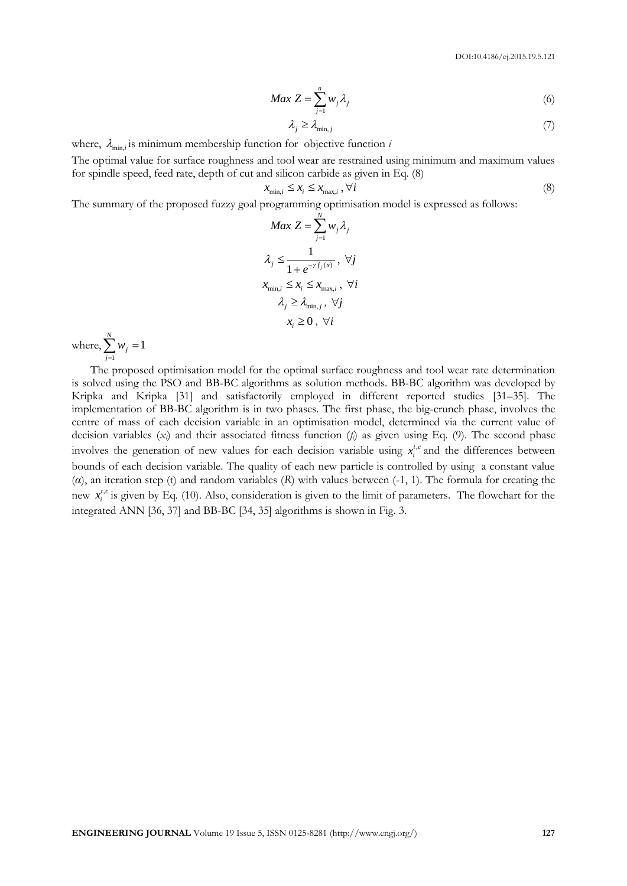$$Max\ Z = \sum_{j=1}^{n} w_j \lambda_j \tag{6}$$

$$\lambda_j \geq \lambda_{\min, j} \tag{7}$$

where, $\lambda_{\min,i}$ is minimum membership function for objective function $i$

The optimal value for surface roughness and tool wear are restrained using minimum and maximum values for spindle speed, feed rate, depth of cut and silicon carbide as given in Eq. (8)

$$x_{\min,i} \leq x_i \leq x_{\max,i}\ , \forall i \tag{8}$$

The summary of the proposed fuzzy goal programming optimisation model is expressed as follows:

$$Max\ Z = \sum_{j=1}^{N} w_j \lambda_j$$

$$\lambda_j \leq \frac{1}{1+e^{-\gamma f_j(x)}}\ ,\ \forall j$$

$$x_{\min,i} \leq x_i \leq x_{\max,i}\ ,\ \forall i$$

$$\lambda_j \geq \lambda_{\min,j}\ ,\ \forall j$$

$$x_i \geq 0\ ,\ \forall i$$

where, $\sum_{j=1}^{N} w_j = 1$

The proposed optimisation model for the optimal surface roughness and tool wear rate determination is solved using the PSO and BB-BC algorithms as solution methods. BB-BC algorithm was developed by Kripka and Kripka [31] and satisfactorily employed in different reported studies [31–35]. The implementation of BB-BC algorithm is in two phases. The first phase, the big-crunch phase, involves the centre of mass of each decision variable in an optimisation model, determined via the current value of decision variables ($x_i$) and their associated fitness function ($f_i$) as given using Eq. (9). The second phase involves the generation of new values for each decision variable using $x_i^{t,c}$ and the differences between bounds of each decision variable. The quality of each new particle is controlled by using a constant value ($\alpha$), an iteration step (t) and random variables ($R$) with values between (-1, 1). The formula for creating the new $x_i^{t,c}$ is given by Eq. (10). Also, consideration is given to the limit of parameters. The flowchart for the integrated ANN [36, 37] and BB-BC [34, 35] algorithms is shown in Fig. 3.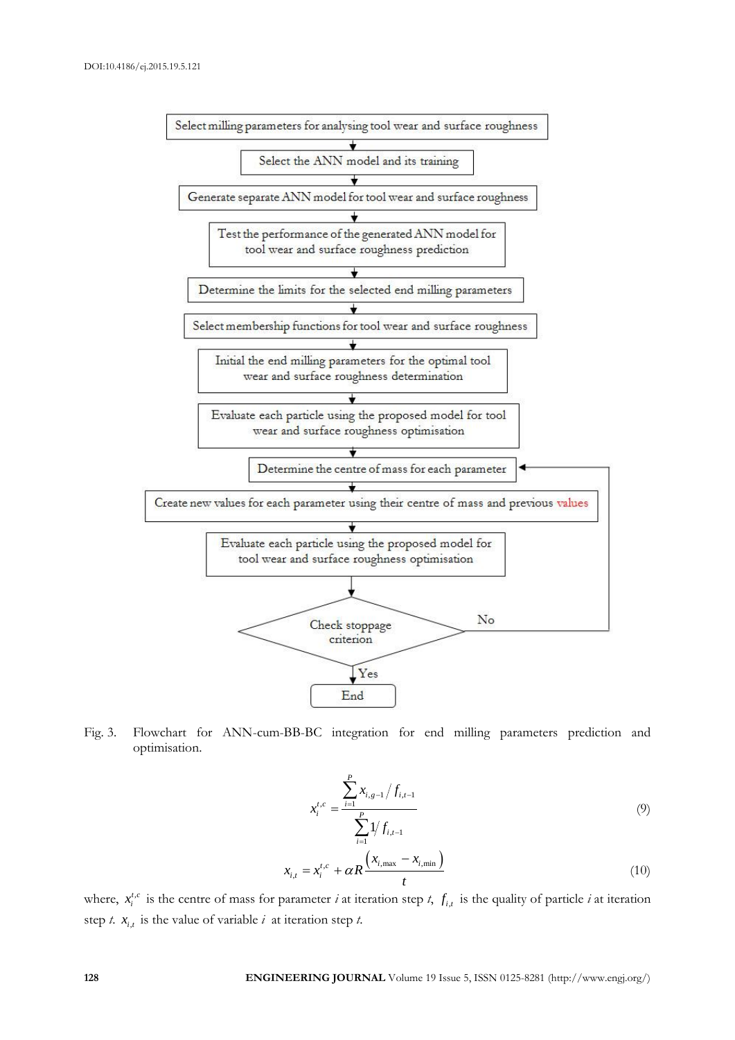Select milling parameters for analysing tool wear and surface roughness

↓

Select the ANN model and its training

↓

Generate separate ANN model for tool wear and surface roughness

↓

Test the performance of the generated ANN model for tool wear and surface roughness prediction

↓

Determine the limits for the selected end milling parameters

↓

Select membership functions for tool wear and surface roughness

↓

Initial the end milling parameters for the optimal tool wear and surface roughness determination

↓

Evaluate each particle using the proposed model for tool wear and surface roughness optimisation

↓

Determine the centre of mass for each parameter

↓

Create new values for each parameter using their centre of mass and previous values

↓

Evaluate each particle using the proposed model for tool wear and surface roughness optimisation

↓

Check stoppage criterion (No → Determine the centre of mass for each parameter)

↓ Yes

End

Fig. 3. Flowchart for ANN-cum-BB-BC integration for end milling parameters prediction and optimisation.

$$x_i^{t,c} = \frac{\sum_{i=1}^{P} x_{i,g-1} / f_{i,t-1}}{\sum_{i=1}^{P} 1 / f_{i,t-1}} \tag{9}$$

$$x_{i,t} = x_i^{t,c} + \alpha R \frac{\left(x_{i,\max} - x_{i,\min}\right)}{t} \tag{10}$$

where, $x_i^{t,c}$ is the centre of mass for parameter $i$ at iteration step $t$, $f_{i,t}$ is the quality of particle $i$ at iteration step $t$. $x_{i,t}$ is the value of variable $i$ at iteration step $t$.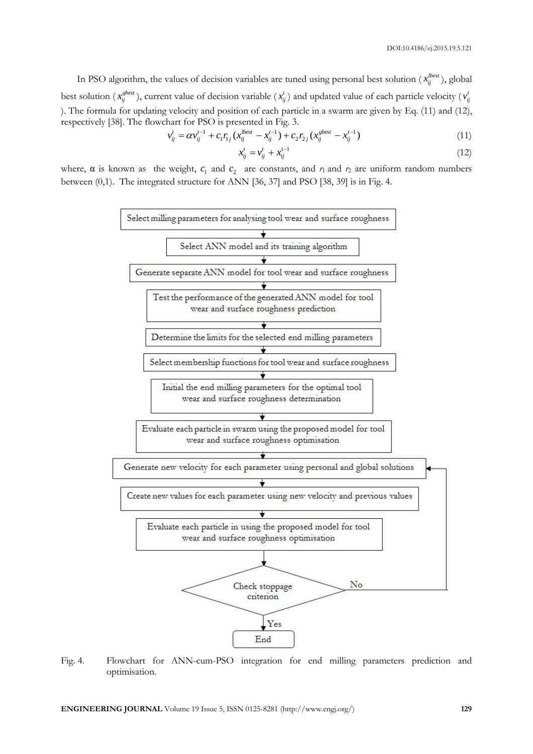In PSO algorithm, the values of decision variables are tuned using personal best solution ($x_{ij}^{lbest}$), global best solution ($x_{ij}^{gbest}$), current value of decision variable ($x_{ij}^{t}$) and updated value of each particle velocity ($v_{ij}^{t}$). The formula for updating velocity and position of each particle in a swarm are given by Eq. (11) and (12), respectively [38]. The flowchart for PSO is presented in Fig. 3.

$$v_{ij}^{t} = \alpha v_{ij}^{t-1} + c_1 r_{1j}(x_{ij}^{lbest} - x_{ij}^{t-1}) + c_2 r_{2j}(x_{ij}^{gbest} - x_{ij}^{t-1}) \tag{11}$$

$$x_{ij}^{t} = v_{ij}^{t} + x_{ij}^{t-1} \tag{12}$$

where, α is known as the weight, $c_1$ and $c_2$ are constants, and $r_1$ and $r_2$ are uniform random numbers between (0,1). The integrated structure for ANN [36, 37] and PSO [38, 39] is in Fig. 4.

- Select milling parameters for analysing tool wear and surface roughness
- Select ANN model and its training algorithm
- Generate separate ANN model for tool wear and surface roughness
- Test the performance of the generated ANN model for tool wear and surface roughness prediction
- Determine the limits for the selected end milling parameters
- Select membership functions for tool wear and surface roughness
- Initial the end milling parameters for the optimal tool wear and surface roughness determination
- Evaluate each particle in swarm using the proposed model for tool wear and surface roughness optimisation
- Generate new velocity for each parameter using personal and global solutions
- Create new values for each parameter using new velocity and previous values
- Evaluate each particle in using the proposed model for tool wear and surface roughness optimisation
- Check stoppage criterion (No → Generate new velocity for each parameter using personal and global solutions; Yes → End)
- End

Fig. 4. Flowchart for ANN-cum-PSO integration for end milling parameters prediction and optimisation.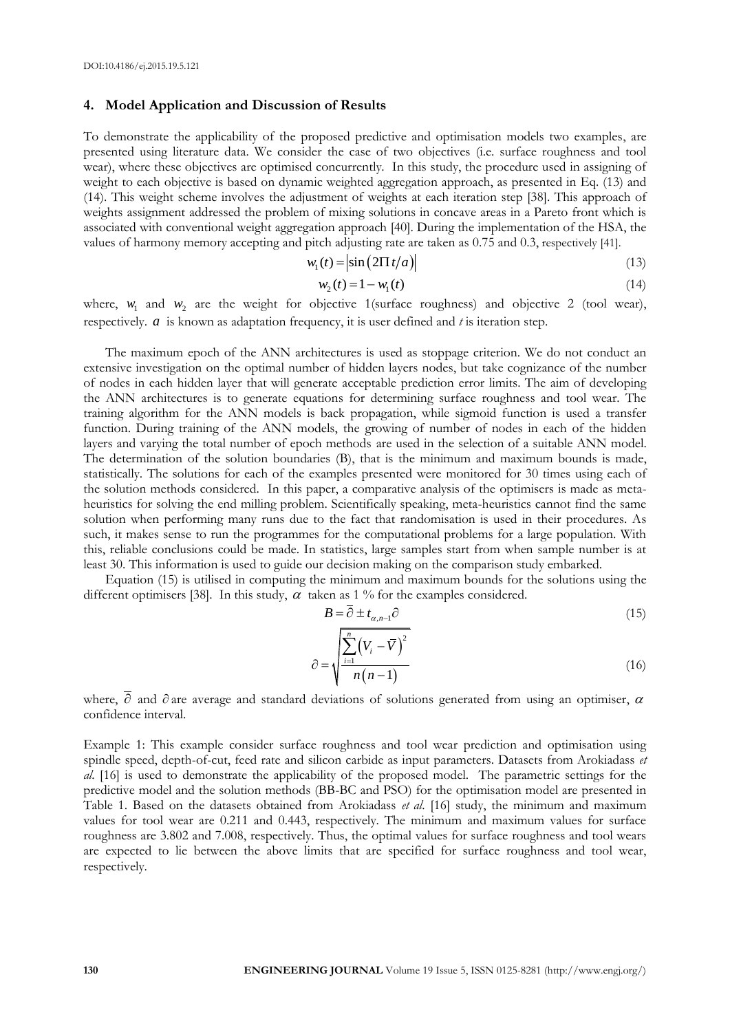## 4. Model Application and Discussion of Results

To demonstrate the applicability of the proposed predictive and optimisation models two examples, are presented using literature data. We consider the case of two objectives (i.e. surface roughness and tool wear), where these objectives are optimised concurrently. In this study, the procedure used in assigning of weight to each objective is based on dynamic weighted aggregation approach, as presented in Eq. (13) and (14). This weight scheme involves the adjustment of weights at each iteration step [38]. This approach of weights assignment addressed the problem of mixing solutions in concave areas in a Pareto front which is associated with conventional weight aggregation approach [40]. During the implementation of the HSA, the values of harmony memory accepting and pitch adjusting rate are taken as 0.75 and 0.3, respectively [41].

$$w_1(t) = \left|\sin\left(2\Pi\, t/a\right)\right| \tag{13}$$

$$w_2(t) = 1 - w_1(t) \tag{14}$$

where, $w_1$ and $w_2$ are the weight for objective 1(surface roughness) and objective 2 (tool wear), respectively. $a$ is known as adaptation frequency, it is user defined and $t$ is iteration step.

The maximum epoch of the ANN architectures is used as stoppage criterion. We do not conduct an extensive investigation on the optimal number of hidden layers nodes, but take cognizance of the number of nodes in each hidden layer that will generate acceptable prediction error limits. The aim of developing the ANN architectures is to generate equations for determining surface roughness and tool wear. The training algorithm for the ANN models is back propagation, while sigmoid function is used a transfer function. During training of the ANN models, the growing of number of nodes in each of the hidden layers and varying the total number of epoch methods are used in the selection of a suitable ANN model. The determination of the solution boundaries (B), that is the minimum and maximum bounds is made, statistically. The solutions for each of the examples presented were monitored for 30 times using each of the solution methods considered. In this paper, a comparative analysis of the optimisers is made as meta-heuristics for solving the end milling problem. Scientifically speaking, meta-heuristics cannot find the same solution when performing many runs due to the fact that randomisation is used in their procedures. As such, it makes sense to run the programmes for the computational problems for a large population. With this, reliable conclusions could be made. In statistics, large samples start from when sample number is at least 30. This information is used to guide our decision making on the comparison study embarked.

Equation (15) is utilised in computing the minimum and maximum bounds for the solutions using the different optimisers [38]. In this study, $\alpha$ taken as 1 % for the examples considered.

$$B = \bar{\partial} \pm t_{\alpha,n-1}\partial \tag{15}$$

$$\partial = \sqrt{\frac{\sum_{i=1}^{n}\left(V_i - \bar{V}\right)^2}{n(n-1)}} \tag{16}$$

where, $\bar{\partial}$ and $\partial$ are average and standard deviations of solutions generated from using an optimiser, $\alpha$ confidence interval.

Example 1: This example consider surface roughness and tool wear prediction and optimisation using spindle speed, depth-of-cut, feed rate and silicon carbide as input parameters. Datasets from Arokiadass *et al.* [16] is used to demonstrate the applicability of the proposed model. The parametric settings for the predictive model and the solution methods (BB-BC and PSO) for the optimisation model are presented in Table 1. Based on the datasets obtained from Arokiadass *et al.* [16] study, the minimum and maximum values for tool wear are 0.211 and 0.443, respectively. The minimum and maximum values for surface roughness are 3.802 and 7.008, respectively. Thus, the optimal values for surface roughness and tool wears are expected to lie between the above limits that are specified for surface roughness and tool wear, respectively.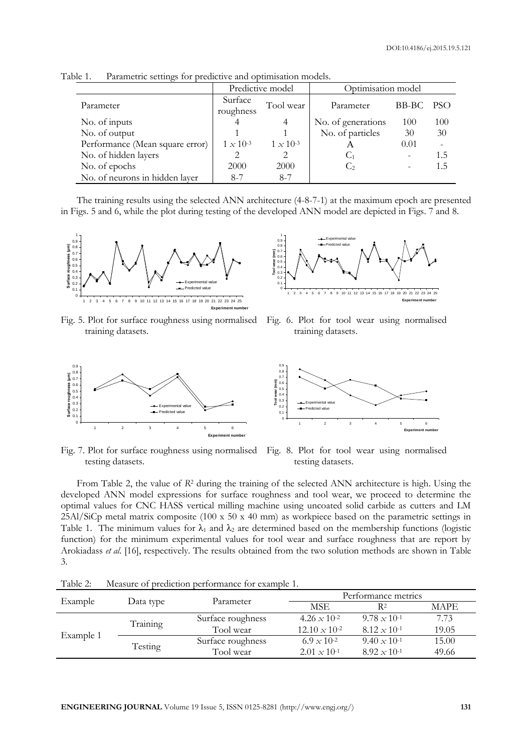Table 1. Parametric settings for predictive and optimisation models.

| Parameter | Predictive model | | Optimisation model | | |
|---|---|---|---|---|---|
| | Surface roughness | Tool wear | Parameter | BB-BC | PSO |
| No. of inputs | 4 | 4 | No. of generations | 100 | 100 |
| No. of output | 1 | 1 | No. of particles | 30 | 30 |
| Performance (Mean square error) | $1 \times 10^{-3}$ | $1 \times 10^{-3}$ | A | 0.01 | - |
| No. of hidden layers | 2 | 2 | $C_1$ | - | 1.5 |
| No. of epochs | 2000 | 2000 | $C_2$ | - | 1.5 |
| No. of neurons in hidden layer | 8-7 | 8-7 | | | |

The training results using the selected ANN architecture (4-8-7-1) at the maximum epoch are presented in Figs. 5 and 6, while the plot during testing of the developed ANN model are depicted in Figs. 7 and 8.

Fig. 5. Plot for surface roughness using normalised training datasets.

Fig. 6. Plot for tool wear using normalised training datasets.

Fig. 7. Plot for surface roughness using normalised testing datasets.

Fig. 8. Plot for tool wear using normalised testing datasets.

From Table 2, the value of $R^2$ during the training of the selected ANN architecture is high. Using the developed ANN model expressions for surface roughness and tool wear, we proceed to determine the optimal values for CNC HASS vertical milling machine using uncoated solid carbide as cutters and LM 25Al/SiCp metal matrix composite (100 x 50 x 40 mm) as workpiece based on the parametric settings in Table 1. The minimum values for $\lambda_1$ and $\lambda_2$ are determined based on the membership functions (logistic function) for the minimum experimental values for tool wear and surface roughness that are report by Arokiadass *et al.* [16], respectively. The results obtained from the two solution methods are shown in Table 3.

Table 2: Measure of prediction performance for example 1.

| Example | Data type | Parameter | Performance metrics | | |
|---|---|---|---|---|---|
| | | | MSE | $R^2$ | MAPE |
| Example 1 | Training | Surface roughness | $4.26 \times 10^{-2}$ | $9.78 \times 10^{-1}$ | 7.73 |
| | | Tool wear | $12.10 \times 10^{-2}$ | $8.12 \times 10^{-1}$ | 19.05 |
| | Testing | Surface roughness | $6.9 \times 10^{-2}$ | $9.40 \times 10^{-1}$ | 15.00 |
| | | Tool wear | $2.01 \times 10^{-1}$ | $8.92 \times 10^{-1}$ | 49.66 |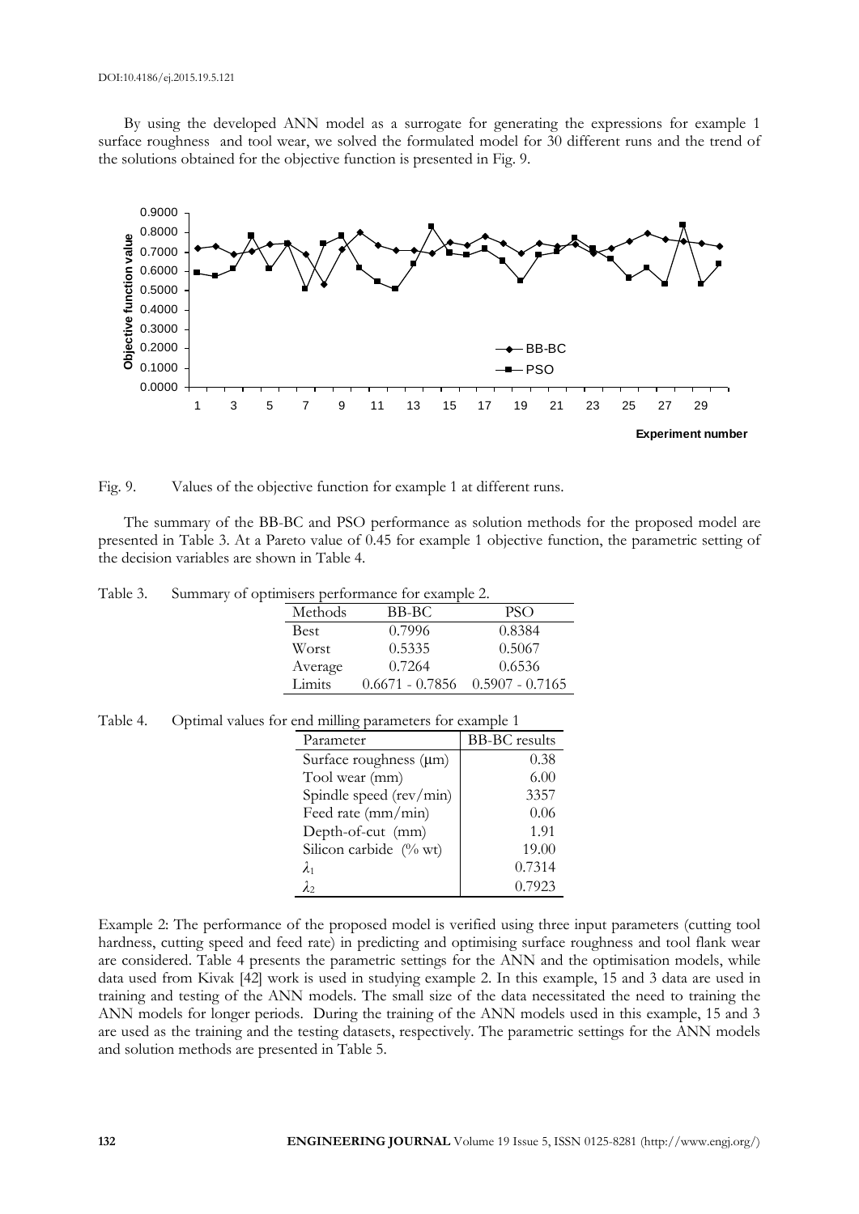By using the developed ANN model as a surrogate for generating the expressions for example 1 surface roughness and tool wear, we solved the formulated model for 30 different runs and the trend of the solutions obtained for the objective function is presented in Fig. 9.

Fig. 9. Values of the objective function for example 1 at different runs.

The summary of the BB-BC and PSO performance as solution methods for the proposed model are presented in Table 3. At a Pareto value of 0.45 for example 1 objective function, the parametric setting of the decision variables are shown in Table 4.

Table 3. Summary of optimisers performance for example 2.

| Methods | BB-BC | PSO |
|---|---|---|
| Best | 0.7996 | 0.8384 |
| Worst | 0.5335 | 0.5067 |
| Average | 0.7264 | 0.6536 |
| Limits | 0.6671 - 0.7856 | 0.5907 - 0.7165 |

Table 4. Optimal values for end milling parameters for example 1

| Parameter | BB-BC results |
|---|---|
| Surface roughness (μm) | 0.38 |
| Tool wear (mm) | 6.00 |
| Spindle speed (rev/min) | 3357 |
| Feed rate (mm/min) | 0.06 |
| Depth-of-cut (mm) | 1.91 |
| Silicon carbide (% wt) | 19.00 |
| $\lambda_1$ | 0.7314 |
| $\lambda_2$ | 0.7923 |

Example 2: The performance of the proposed model is verified using three input parameters (cutting tool hardness, cutting speed and feed rate) in predicting and optimising surface roughness and tool flank wear are considered. Table 4 presents the parametric settings for the ANN and the optimisation models, while data used from Kivak [42] work is used in studying example 2. In this example, 15 and 3 data are used in training and testing of the ANN models. The small size of the data necessitated the need to training the ANN models for longer periods. During the training of the ANN models used in this example, 15 and 3 are used as the training and the testing datasets, respectively. The parametric settings for the ANN models and solution methods are presented in Table 5.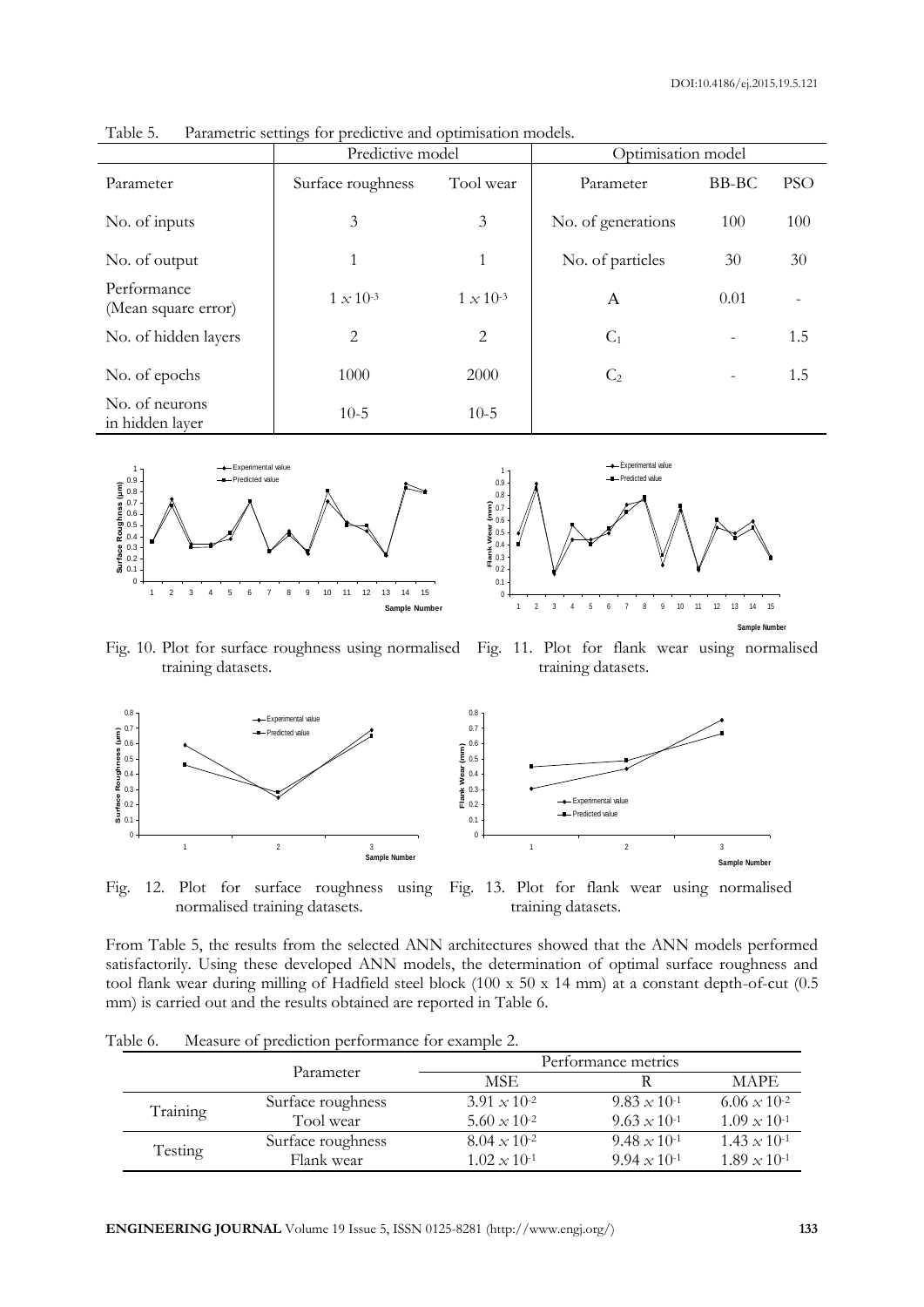Table 5. Parametric settings for predictive and optimisation models.

| | Predictive model | | Optimisation model | | |
|---|---|---|---|---|---|
| Parameter | Surface roughness | Tool wear | Parameter | BB-BC | PSO |
| No. of inputs | 3 | 3 | No. of generations | 100 | 100 |
| No. of output | 1 | 1 | No. of particles | 30 | 30 |
| Performance (Mean square error) | $1 \times 10^{-3}$ | $1 \times 10^{-3}$ | A | 0.01 | - |
| No. of hidden layers | 2 | 2 | $C_1$ | - | 1.5 |
| No. of epochs | 1000 | 2000 | $C_2$ | - | 1.5 |
| No. of neurons in hidden layer | 10-5 | 10-5 | | | |

Fig. 10. Plot for surface roughness using normalised training datasets.

Fig. 11. Plot for flank wear using normalised training datasets.

Fig. 12. Plot for surface roughness using normalised training datasets.

Fig. 13. Plot for flank wear using normalised training datasets.

From Table 5, the results from the selected ANN architectures showed that the ANN models performed satisfactorily. Using these developed ANN models, the determination of optimal surface roughness and tool flank wear during milling of Hadfield steel block (100 x 50 x 14 mm) at a constant depth-of-cut (0.5 mm) is carried out and the results obtained are reported in Table 6.

Table 6. Measure of prediction performance for example 2.

| | Parameter | Performance metrics | | |
|---|---|---|---|---|
| | | MSE | R | MAPE |
| Training | Surface roughness | $3.91 \times 10^{-2}$ | $9.83 \times 10^{-1}$ | $6.06 \times 10^{-2}$ |
| | Tool wear | $5.60 \times 10^{-2}$ | $9.63 \times 10^{-1}$ | $1.09 \times 10^{-1}$ |
| Testing | Surface roughness | $8.04 \times 10^{-2}$ | $9.48 \times 10^{-1}$ | $1.43 \times 10^{-1}$ |
| | Flank wear | $1.02 \times 10^{-1}$ | $9.94 \times 10^{-1}$ | $1.89 \times 10^{-1}$ |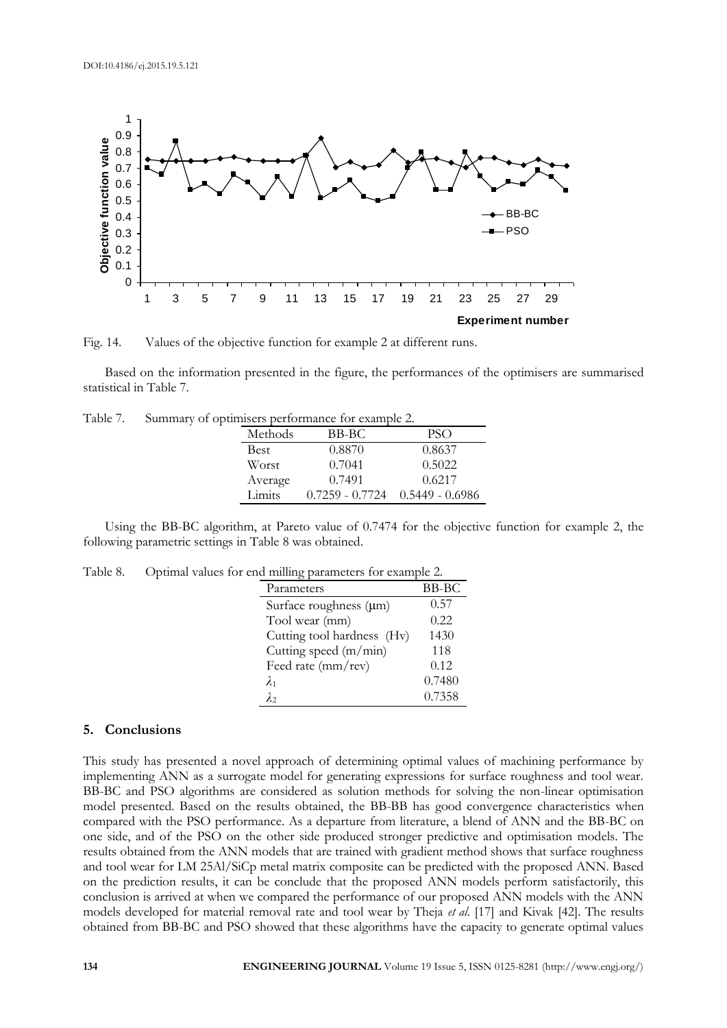Fig. 14. Values of the objective function for example 2 at different runs.

Based on the information presented in the figure, the performances of the optimisers are summarised statistical in Table 7.

Table 7. Summary of optimisers performance for example 2.

| Methods | BB-BC | PSO |
|---|---|---|
| Best | 0.8870 | 0.8637 |
| Worst | 0.7041 | 0.5022 |
| Average | 0.7491 | 0.6217 |
| Limits | 0.7259 - 0.7724 | 0.5449 - 0.6986 |

Using the BB-BC algorithm, at Pareto value of 0.7474 for the objective function for example 2, the following parametric settings in Table 8 was obtained.

Table 8. Optimal values for end milling parameters for example 2.

| Parameters | BB-BC |
|---|---|
| Surface roughness (μm) | 0.57 |
| Tool wear (mm) | 0.22 |
| Cutting tool hardness (Hv) | 1430 |
| Cutting speed (m/min) | 118 |
| Feed rate (mm/rev) | 0.12 |
| $\lambda_1$ | 0.7480 |
| $\lambda_2$ | 0.7358 |

## 5. Conclusions

This study has presented a novel approach of determining optimal values of machining performance by implementing ANN as a surrogate model for generating expressions for surface roughness and tool wear. BB-BC and PSO algorithms are considered as solution methods for solving the non-linear optimisation model presented. Based on the results obtained, the BB-BB has good convergence characteristics when compared with the PSO performance. As a departure from literature, a blend of ANN and the BB-BC on one side, and of the PSO on the other side produced stronger predictive and optimisation models. The results obtained from the ANN models that are trained with gradient method shows that surface roughness and tool wear for LM 25Al/SiCp metal matrix composite can be predicted with the proposed ANN. Based on the prediction results, it can be conclude that the proposed ANN models perform satisfactorily, this conclusion is arrived at when we compared the performance of our proposed ANN models with the ANN models developed for material removal rate and tool wear by Theja *et al.* [17] and Kivak [42]. The results obtained from BB-BC and PSO showed that these algorithms have the capacity to generate optimal values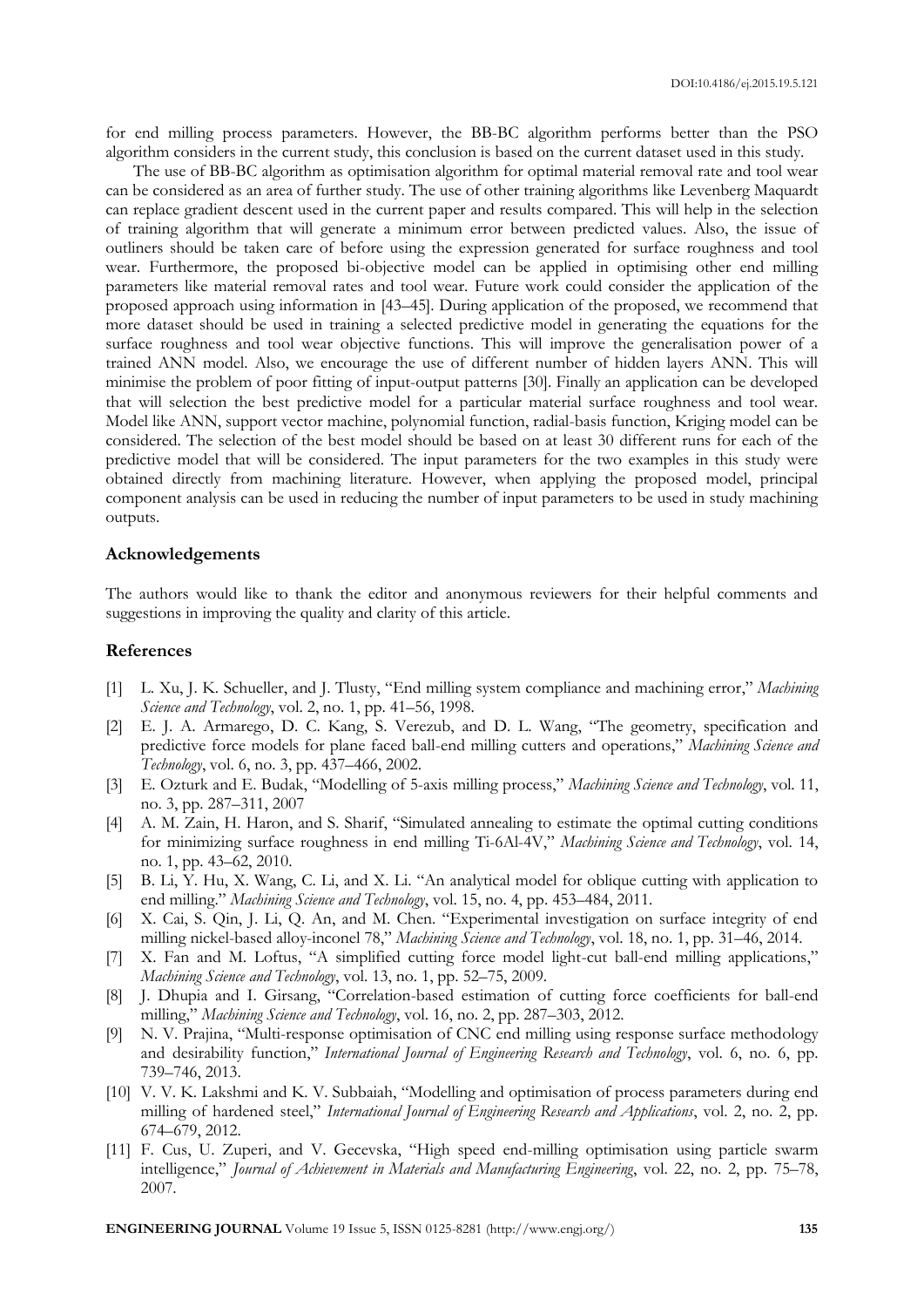for end milling process parameters. However, the BB-BC algorithm performs better than the PSO algorithm considers in the current study, this conclusion is based on the current dataset used in this study.

The use of BB-BC algorithm as optimisation algorithm for optimal material removal rate and tool wear can be considered as an area of further study. The use of other training algorithms like Levenberg Maquardt can replace gradient descent used in the current paper and results compared. This will help in the selection of training algorithm that will generate a minimum error between predicted values. Also, the issue of outliners should be taken care of before using the expression generated for surface roughness and tool wear. Furthermore, the proposed bi-objective model can be applied in optimising other end milling parameters like material removal rates and tool wear. Future work could consider the application of the proposed approach using information in [43–45]. During application of the proposed, we recommend that more dataset should be used in training a selected predictive model in generating the equations for the surface roughness and tool wear objective functions. This will improve the generalisation power of a trained ANN model. Also, we encourage the use of different number of hidden layers ANN. This will minimise the problem of poor fitting of input-output patterns [30]. Finally an application can be developed that will selection the best predictive model for a particular material surface roughness and tool wear. Model like ANN, support vector machine, polynomial function, radial-basis function, Kriging model can be considered. The selection of the best model should be based on at least 30 different runs for each of the predictive model that will be considered. The input parameters for the two examples in this study were obtained directly from machining literature. However, when applying the proposed model, principal component analysis can be used in reducing the number of input parameters to be used in study machining outputs.

## Acknowledgements

The authors would like to thank the editor and anonymous reviewers for their helpful comments and suggestions in improving the quality and clarity of this article.

## References

[1] L. Xu, J. K. Schueller, and J. Tlusty, "End milling system compliance and machining error," *Machining Science and Technology*, vol. 2, no. 1, pp. 41–56, 1998.

[2] E. J. A. Armarego, D. C. Kang, S. Verezub, and D. L. Wang, "The geometry, specification and predictive force models for plane faced ball-end milling cutters and operations," *Machining Science and Technology*, vol. 6, no. 3, pp. 437–466, 2002.

[3] E. Ozturk and E. Budak, "Modelling of 5-axis milling process," *Machining Science and Technology*, vol. 11, no. 3, pp. 287–311, 2007

[4] A. M. Zain, H. Haron, and S. Sharif, "Simulated annealing to estimate the optimal cutting conditions for minimizing surface roughness in end milling Ti-6Al-4V," *Machining Science and Technology*, vol. 14, no. 1, pp. 43–62, 2010.

[5] B. Li, Y. Hu, X. Wang, C. Li, and X. Li. "An analytical model for oblique cutting with application to end milling." *Machining Science and Technology*, vol. 15, no. 4, pp. 453–484, 2011.

[6] X. Cai, S. Qin, J. Li, Q. An, and M. Chen. "Experimental investigation on surface integrity of end milling nickel-based alloy-inconel 78," *Machining Science and Technology*, vol. 18, no. 1, pp. 31–46, 2014.

[7] X. Fan and M. Loftus, "A simplified cutting force model light-cut ball-end milling applications," *Machining Science and Technology*, vol. 13, no. 1, pp. 52–75, 2009.

[8] J. Dhupia and I. Girsang, "Correlation-based estimation of cutting force coefficients for ball-end milling," *Machining Science and Technology*, vol. 16, no. 2, pp. 287–303, 2012.

[9] N. V. Prajina, "Multi-response optimisation of CNC end milling using response surface methodology and desirability function," *International Journal of Engineering Research and Technology*, vol. 6, no. 6, pp. 739–746, 2013.

[10] V. V. K. Lakshmi and K. V. Subbaiah, "Modelling and optimisation of process parameters during end milling of hardened steel," *International Journal of Engineering Research and Applications*, vol. 2, no. 2, pp. 674–679, 2012.

[11] F. Cus, U. Zuperi, and V. Gecevska, "High speed end-milling optimisation using particle swarm intelligence," *Journal of Achievement in Materials and Manufacturing Engineering*, vol. 22, no. 2, pp. 75–78, 2007.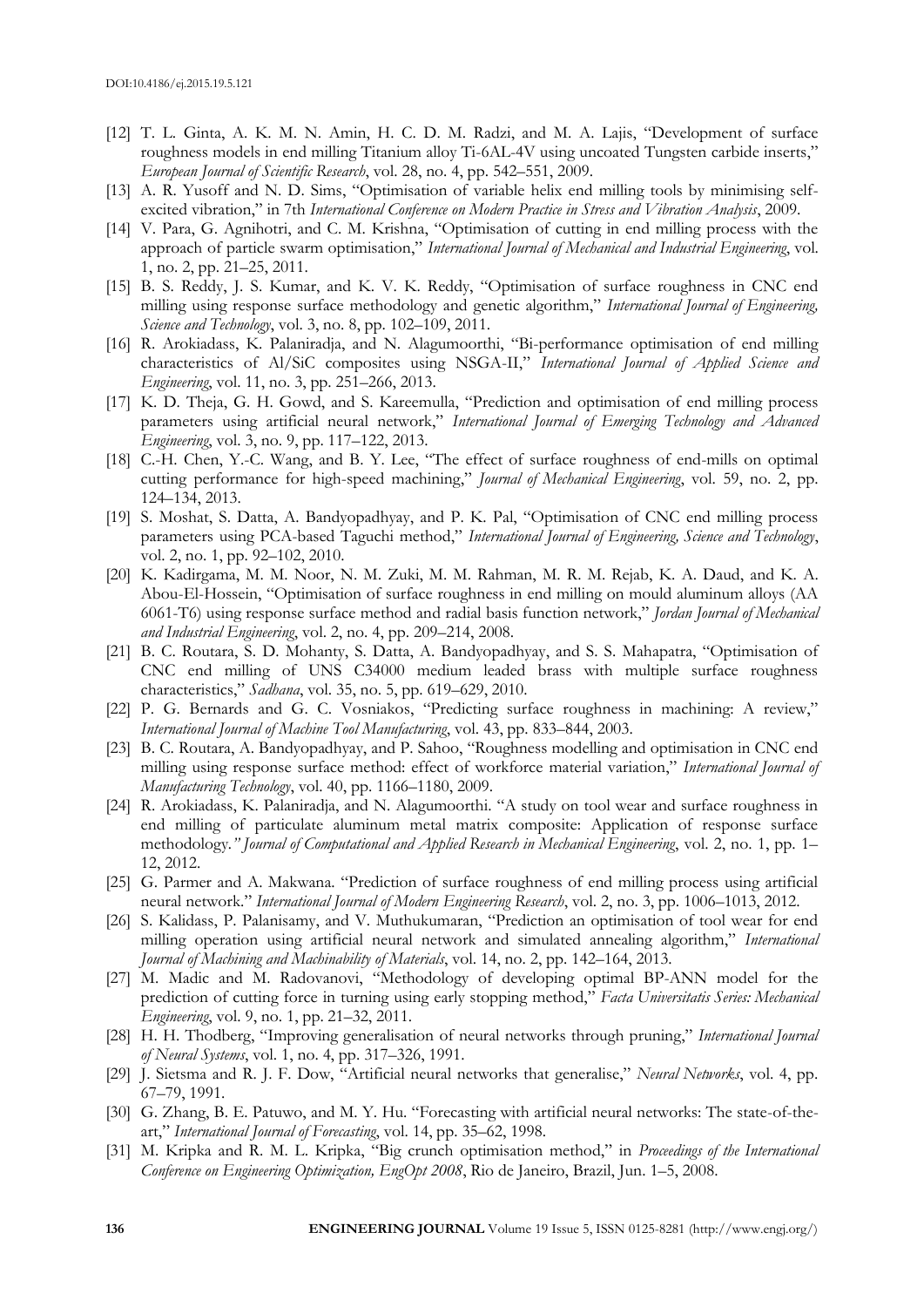[12] T. L. Ginta, A. K. M. N. Amin, H. C. D. M. Radzi, and M. A. Lajis, "Development of surface roughness models in end milling Titanium alloy Ti-6AL-4V using uncoated Tungsten carbide inserts," *European Journal of Scientific Research*, vol. 28, no. 4, pp. 542–551, 2009.

[13] A. R. Yusoff and N. D. Sims, "Optimisation of variable helix end milling tools by minimising self-excited vibration," in 7th *International Conference on Modern Practice in Stress and Vibration Analysis*, 2009.

[14] V. Para, G. Agnihotri, and C. M. Krishna, "Optimisation of cutting in end milling process with the approach of particle swarm optimisation," *International Journal of Mechanical and Industrial Engineering*, vol. 1, no. 2, pp. 21–25, 2011.

[15] B. S. Reddy, J. S. Kumar, and K. V. K. Reddy, "Optimisation of surface roughness in CNC end milling using response surface methodology and genetic algorithm," *International Journal of Engineering, Science and Technology*, vol. 3, no. 8, pp. 102–109, 2011.

[16] R. Arokiadass, K. Palaniradja, and N. Alagumoorthi, "Bi-performance optimisation of end milling characteristics of Al/SiC composites using NSGA-II," *International Journal of Applied Science and Engineering*, vol. 11, no. 3, pp. 251–266, 2013.

[17] K. D. Theja, G. H. Gowd, and S. Kareemulla, "Prediction and optimisation of end milling process parameters using artificial neural network," *International Journal of Emerging Technology and Advanced Engineering*, vol. 3, no. 9, pp. 117–122, 2013.

[18] C.-H. Chen, Y.-C. Wang, and B. Y. Lee, "The effect of surface roughness of end-mills on optimal cutting performance for high-speed machining," *Journal of Mechanical Engineering*, vol. 59, no. 2, pp. 124–134, 2013.

[19] S. Moshat, S. Datta, A. Bandyopadhyay, and P. K. Pal, "Optimisation of CNC end milling process parameters using PCA-based Taguchi method," *International Journal of Engineering, Science and Technology*, vol. 2, no. 1, pp. 92–102, 2010.

[20] K. Kadirgama, M. M. Noor, N. M. Zuki, M. M. Rahman, M. R. M. Rejab, K. A. Daud, and K. A. Abou-El-Hossein, "Optimisation of surface roughness in end milling on mould aluminum alloys (AA 6061-T6) using response surface method and radial basis function network," *Jordan Journal of Mechanical and Industrial Engineering*, vol. 2, no. 4, pp. 209–214, 2008.

[21] B. C. Routara, S. D. Mohanty, S. Datta, A. Bandyopadhyay, and S. S. Mahapatra, "Optimisation of CNC end milling of UNS C34000 medium leaded brass with multiple surface roughness characteristics," *Sadhana*, vol. 35, no. 5, pp. 619–629, 2010.

[22] P. G. Bernards and G. C. Vosniakos, "Predicting surface roughness in machining: A review," *International Journal of Machine Tool Manufacturing*, vol. 43, pp. 833–844, 2003.

[23] B. C. Routara, A. Bandyopadhyay, and P. Sahoo, "Roughness modelling and optimisation in CNC end milling using response surface method: effect of workforce material variation," *International Journal of Manufacturing Technology*, vol. 40, pp. 1166–1180, 2009.

[24] R. Arokiadass, K. Palaniradja, and N. Alagumoorthi. "A study on tool wear and surface roughness in end milling of particulate aluminum metal matrix composite: Application of response surface methodology." *Journal of Computational and Applied Research in Mechanical Engineering*, vol. 2, no. 1, pp. 1–12, 2012.

[25] G. Parmer and A. Makwana. "Prediction of surface roughness of end milling process using artificial neural network." *International Journal of Modern Engineering Research*, vol. 2, no. 3, pp. 1006–1013, 2012.

[26] S. Kalidass, P. Palanisamy, and V. Muthukumaran, "Prediction an optimisation of tool wear for end milling operation using artificial neural network and simulated annealing algorithm," *International Journal of Machining and Machinability of Materials*, vol. 14, no. 2, pp. 142–164, 2013.

[27] M. Madic and M. Radovanovi, "Methodology of developing optimal BP-ANN model for the prediction of cutting force in turning using early stopping method," *Facta Universitatis Series: Mechanical Engineering*, vol. 9, no. 1, pp. 21–32, 2011.

[28] H. H. Thodberg, "Improving generalisation of neural networks through pruning," *International Journal of Neural Systems*, vol. 1, no. 4, pp. 317–326, 1991.

[29] J. Sietsma and R. J. F. Dow, "Artificial neural networks that generalise," *Neural Networks*, vol. 4, pp. 67–79, 1991.

[30] G. Zhang, B. E. Patuwo, and M. Y. Hu. "Forecasting with artificial neural networks: The state-of-the-art," *International Journal of Forecasting*, vol. 14, pp. 35–62, 1998.

[31] M. Kripka and R. M. L. Kripka, "Big crunch optimisation method," in *Proceedings of the International Conference on Engineering Optimization, EngOpt 2008*, Rio de Janeiro, Brazil, Jun. 1–5, 2008.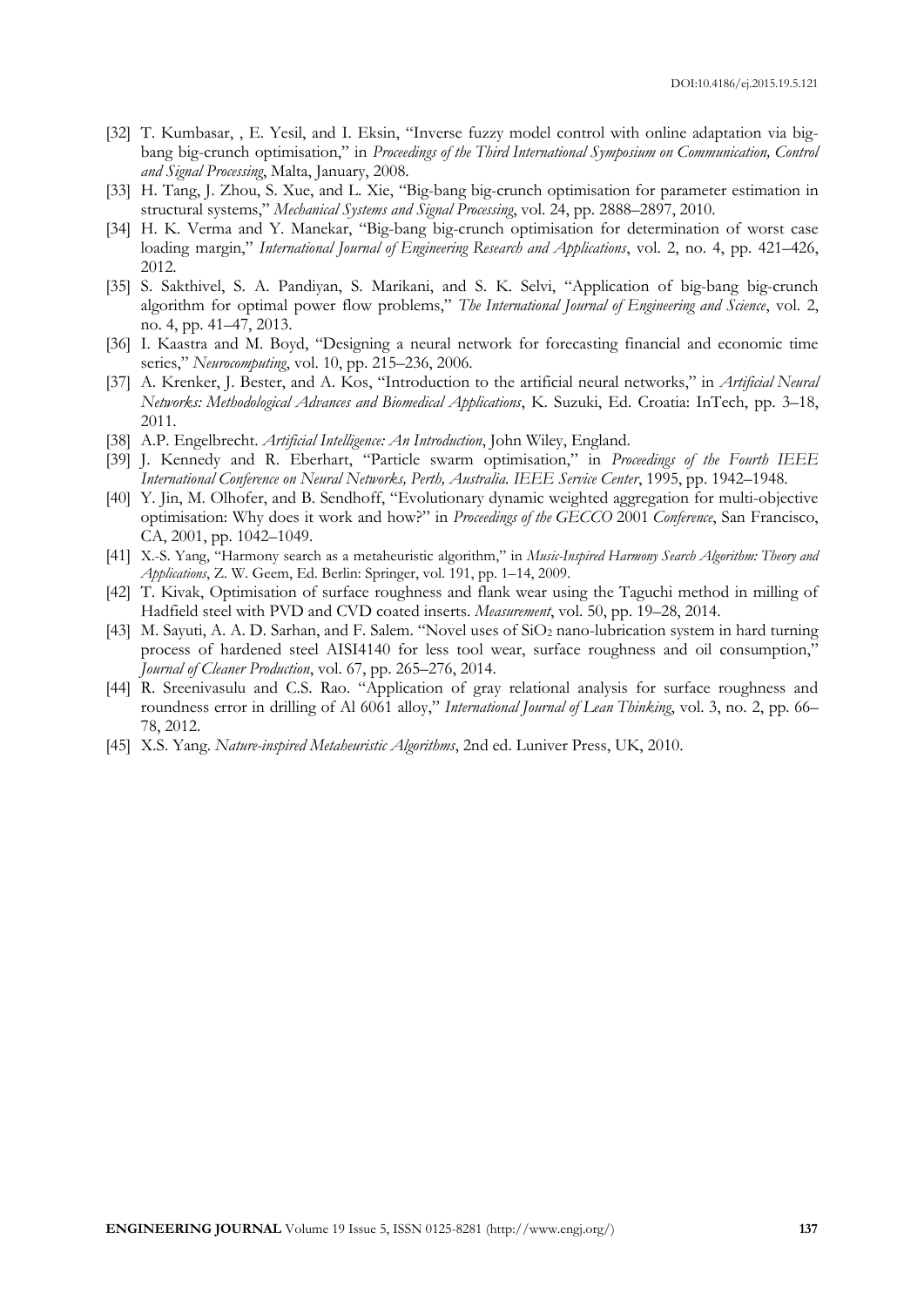[32] T. Kumbasar, , E. Yesil, and I. Eksin, "Inverse fuzzy model control with online adaptation via big-bang big-crunch optimisation," in *Proceedings of the Third International Symposium on Communication, Control and Signal Processing*, Malta, January, 2008.

[33] H. Tang, J. Zhou, S. Xue, and L. Xie, "Big-bang big-crunch optimisation for parameter estimation in structural systems," *Mechanical Systems and Signal Processing*, vol. 24, pp. 2888–2897, 2010.

[34] H. K. Verma and Y. Manekar, "Big-bang big-crunch optimisation for determination of worst case loading margin," *International Journal of Engineering Research and Applications*, vol. 2, no. 4, pp. 421–426, 2012.

[35] S. Sakthivel, S. A. Pandiyan, S. Marikani, and S. K. Selvi, "Application of big-bang big-crunch algorithm for optimal power flow problems," *The International Journal of Engineering and Science*, vol. 2, no. 4, pp. 41–47, 2013.

[36] I. Kaastra and M. Boyd, "Designing a neural network for forecasting financial and economic time series," *Neurocomputing*, vol. 10, pp. 215–236, 2006.

[37] A. Krenker, J. Bester, and A. Kos, "Introduction to the artificial neural networks," in *Artificial Neural Networks: Methodological Advances and Biomedical Applications*, K. Suzuki, Ed. Croatia: InTech, pp. 3–18, 2011.

[38] A.P. Engelbrecht. *Artificial Intelligence: An Introduction*, John Wiley, England.

[39] J. Kennedy and R. Eberhart, "Particle swarm optimisation," in *Proceedings of the Fourth IEEE International Conference on Neural Networks, Perth, Australia. IEEE Service Center*, 1995, pp. 1942–1948.

[40] Y. Jin, M. Olhofer, and B. Sendhoff, "Evolutionary dynamic weighted aggregation for multi-objective optimisation: Why does it work and how?" in *Proceedings of the GECCO* 2001 *Conference*, San Francisco, CA, 2001, pp. 1042–1049.

[41] X.-S. Yang, "Harmony search as a metaheuristic algorithm," in *Music-Inspired Harmony Search Algorithm: Theory and Applications*, Z. W. Geem, Ed. Berlin: Springer, vol. 191, pp. 1–14, 2009.

[42] T. Kivak, Optimisation of surface roughness and flank wear using the Taguchi method in milling of Hadfield steel with PVD and CVD coated inserts. *Measurement*, vol. 50, pp. 19–28, 2014.

[43] M. Sayuti, A. A. D. Sarhan, and F. Salem. "Novel uses of $SiO_2$ nano-lubrication system in hard turning process of hardened steel AISI4140 for less tool wear, surface roughness and oil consumption," *Journal of Cleaner Production*, vol. 67, pp. 265–276, 2014.

[44] R. Sreenivasulu and C.S. Rao. "Application of gray relational analysis for surface roughness and roundness error in drilling of Al 6061 alloy," *International Journal of Lean Thinking*, vol. 3, no. 2, pp. 66–78, 2012.

[45] X.S. Yang. *Nature-inspired Metaheuristic Algorithms*, 2nd ed. Luniver Press, UK, 2010.